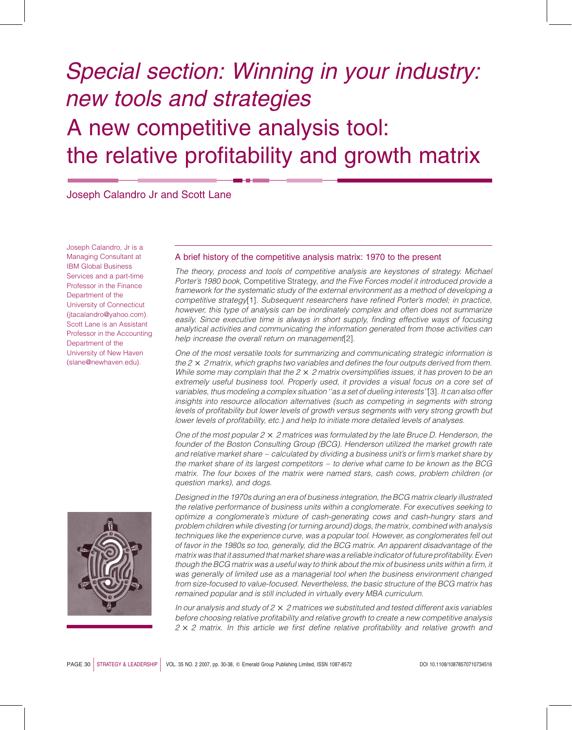# *Special section: Winning in your industry: new tools and strategies*

# A new competitive analysis tool: the relative profitability and growth matrix

Joseph Calandro Jr and Scott Lane

Joseph Calandro, Jr is a Managing Consultant at IBM Global Business Services and a part-time Professor in the Finance Department of the University of Connecticut (jtacalandro@yahoo.com). Scott Lane is an Assistant Professor in the Accounting Department of the University of New Haven (slane@newhaven.edu).

## A brief history of the competitive analysis matrix: 1970 to the present

*The theory, process and tools of competitive analysis are keystones of strategy. Michael Porter's 1980 book*, Competitive Strategy, *and the Five Forces model it introduced provide a framework for the systematic study of the external environment as a method of developing a competitive strategy*[1]. *Subsequent researchers have refined Porter's model; in practice, however, this type of analysis can be inordinately complex and often does not summarize easily. Since executive time is always in short supply, finding effective ways of focusing analytical activities and communicating the information generated from those activities can help increase the overall return on management*[2].

*One of the most versatile tools for summarizing and communicating strategic information is the 2 × 2 matrix, which graphs two variables and defines the four outputs derived from them. While some may complain that the 2 × 2 matrix oversimplifies issues, it has proven to be an extremely useful business tool. Properly used, it provides a visual focus on a core set of variables, thus modeling a complex situation "as a set of dueling interests"*[3]. *It can also offer insights into resource allocation alternatives (such as competing in segments with strong levels of profitability but lower levels of growth versus segments with very strong growth but lower levels of profitability, etc.) and help to initiate more detailed levels of analyses.*

*One of the most popular 2 × 2 matrices was formulated by the late Bruce D. Henderson, the founder of the Boston Consulting Group (BCG). Henderson utilized the market growth rate and relative market share – calculated by dividing a business unit's or firm's market share by the market share of its largest competitors – to derive what came to be known as the BCG matrix. The four boxes of the matrix were named stars, cash cows, problem children (or question marks), and dogs.*

*Designed in the 1970s during an era of business integration, the BCG matrix clearly illustrated the relative performance of business units within a conglomerate. For executives seeking to optimize a conglomerate's mixture of cash-generating cows and cash-hungry stars and problem children while divesting (or turning around) dogs, the matrix, combined with analysis techniques like the experience curve, was a popular tool. However, as conglomerates fell out of favor in the 1980s so too, generally, did the BCG matrix. An apparent disadvantage of the matrix was that it assumed that market share was a reliable indicator of future profitability. Even though the BCG matrix was a useful way to think about the mix of business units within a firm, it was generally of limited use as a managerial tool when the business environment changed from size-focused to value-focused. Nevertheless, the basic structure of the BCG matrix has remained popular and is still included in virtually every MBA curriculum.*

*In our analysis and study of 2 × 2 matrices we substituted and tested different axis variables before choosing relative profitability and relative growth to create a new competitive analysis 2 × 2 matrix. In this article we first define relative profitability and relative growth and*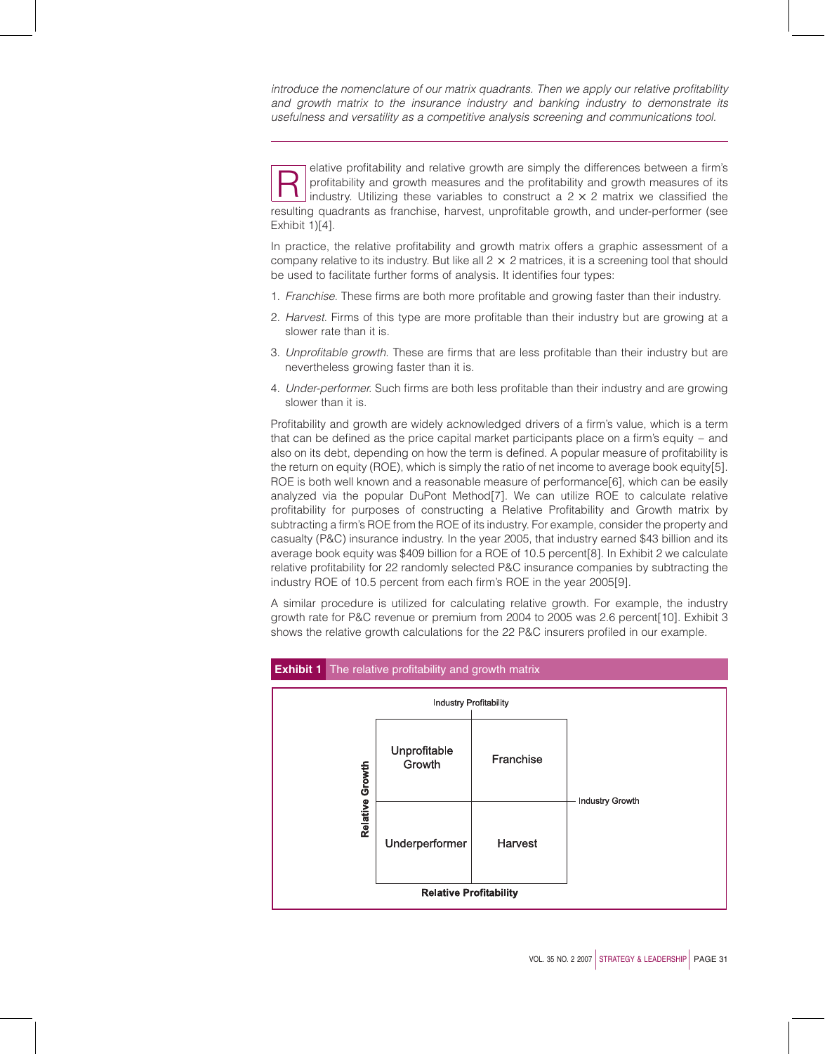*introduce the nomenclature of our matrix quadrants. Then we apply our relative profitability and growth matrix to the insurance industry and banking industry to demonstrate its usefulness and versatility as a competitive analysis screening and communications tool.*

---

Relative profitability and relative growth are simply the differences between a firm's profitability and growth measures and the profitability and growth measures of its industry. Utilizing these variables to construct a 2 × 2 matrix we classified the resulting quadrants as franchise, harvest, unprofitable growth, and under-performer (see Exhibit 1)[4].

In practice, the relative profitability and growth matrix offers a graphic assessment of a company relative to its industry. But like all 2 × 2 matrices, it is a screening tool that should be used to facilitate further forms of analysis. It identifies four types:

1. *Franchise*. These firms are both more profitable and growing faster than their industry.
2. *Harvest*. Firms of this type are more profitable than their industry but are growing at a slower rate than it is.
3. *Unprofitable growth*. These are firms that are less profitable than their industry but are nevertheless growing faster than it is.
4. *Under-performer*. Such firms are both less profitable than their industry and are growing slower than it is.

Profitability and growth are widely acknowledged drivers of a firm's value, which is a term that can be defined as the price capital market participants place on a firm's equity – and also on its debt, depending on how the term is defined. A popular measure of profitability is the return on equity (ROE), which is simply the ratio of net income to average book equity[5]. ROE is both well known and a reasonable measure of performance[6], which can be easily analyzed via the popular DuPont Method[7]. We can utilize ROE to calculate relative profitability for purposes of constructing a Relative Profitability and Growth matrix by subtracting a firm's ROE from the ROE of its industry. For example, consider the property and casualty (P&C) insurance industry. In the year 2005, that industry earned $43 billion and its average book equity was $409 billion for a ROE of 10.5 percent[8]. In Exhibit 2 we calculate relative profitability for 22 randomly selected P&C insurance companies by subtracting the industry ROE of 10.5 percent from each firm's ROE in the year 2005[9].

A similar procedure is utilized for calculating relative growth. For example, the industry growth rate for P&C revenue or premium from 2004 to 2005 was 2.6 percent[10]. Exhibit 3 shows the relative growth calculations for the 22 P&C insurers profiled in our example.

**Exhibit 1** The relative profitability and growth matrix

| | Industry Profitability (lower) | Industry Profitability (higher) |
|---|---|---|
| **Relative Growth** (above Industry Growth) | Unprofitable Growth | Franchise |
| **Relative Growth** (below Industry Growth) | Underperformer | Harvest |

**Relative Profitability**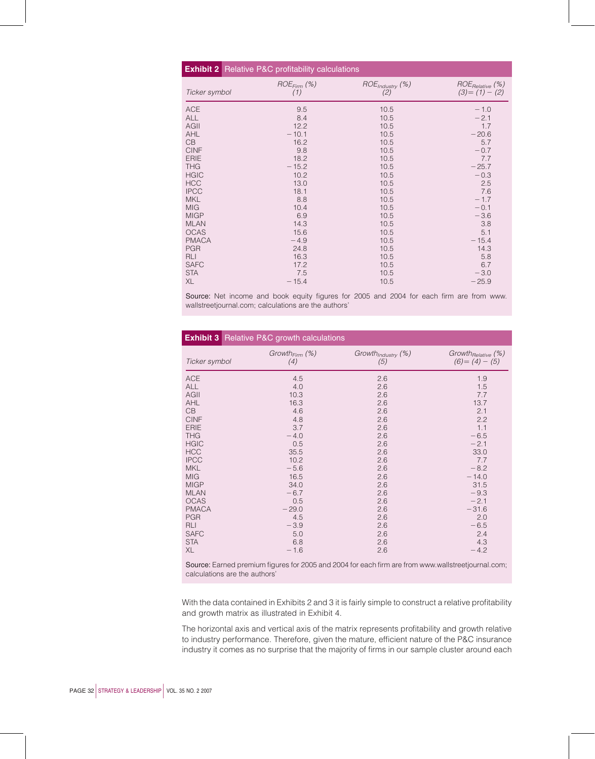**Exhibit 2** Relative P&C profitability calculations

| Ticker symbol | $ROE_{Firm}$ (%) (1) | $ROE_{Industry}$ (%) (2) | $ROE_{Relative}$ (%) (3) = (1) − (2) |
|---|---|---|---|
| ACE | 9.5 | 10.5 | −1.0 |
| ALL | 8.4 | 10.5 | −2.1 |
| AGII | 12.2 | 10.5 | 1.7 |
| AHL | −10.1 | 10.5 | −20.6 |
| CB | 16.2 | 10.5 | 5.7 |
| CINF | 9.8 | 10.5 | −0.7 |
| ERIE | 18.2 | 10.5 | 7.7 |
| THG | −15.2 | 10.5 | −25.7 |
| HGIC | 10.2 | 10.5 | −0.3 |
| HCC | 13.0 | 10.5 | 2.5 |
| IPCC | 18.1 | 10.5 | 7.6 |
| MKL | 8.8 | 10.5 | −1.7 |
| MIG | 10.4 | 10.5 | −0.1 |
| MIGP | 6.9 | 10.5 | −3.6 |
| MLAN | 14.3 | 10.5 | 3.8 |
| OCAS | 15.6 | 10.5 | 5.1 |
| PMACA | −4.9 | 10.5 | −15.4 |
| PGR | 24.8 | 10.5 | 14.3 |
| RLI | 16.3 | 10.5 | 5.8 |
| SAFC | 17.2 | 10.5 | 6.7 |
| STA | 7.5 | 10.5 | −3.0 |
| XL | −15.4 | 10.5 | −25.9 |

**Source:** Net income and book equity figures for 2005 and 2004 for each firm are from www.wallstreetjournal.com; calculations are the authors'

**Exhibit 3** Relative P&C growth calculations

| Ticker symbol | $Growth_{Firm}$ (%) (4) | $Growth_{Industry}$ (%) (5) | $Growth_{Relative}$ (%) (6) = (4) − (5) |
|---|---|---|---|
| ACE | 4.5 | 2.6 | 1.9 |
| ALL | 4.0 | 2.6 | 1.5 |
| AGII | 10.3 | 2.6 | 7.7 |
| AHL | 16.3 | 2.6 | 13.7 |
| CB | 4.6 | 2.6 | 2.1 |
| CINF | 4.8 | 2.6 | 2.2 |
| ERIE | 3.7 | 2.6 | 1.1 |
| THG | −4.0 | 2.6 | −6.5 |
| HGIC | 0.5 | 2.6 | −2.1 |
| HCC | 35.5 | 2.6 | 33.0 |
| IPCC | 10.2 | 2.6 | 7.7 |
| MKL | −5.6 | 2.6 | −8.2 |
| MIG | 16.5 | 2.6 | −14.0 |
| MIGP | 34.0 | 2.6 | 31.5 |
| MLAN | −6.7 | 2.6 | −9.3 |
| OCAS | 0.5 | 2.6 | −2.1 |
| PMACA | −29.0 | 2.6 | −31.6 |
| PGR | 4.5 | 2.6 | 2.0 |
| RLI | −3.9 | 2.6 | −6.5 |
| SAFC | 5.0 | 2.6 | 2.4 |
| STA | 6.8 | 2.6 | 4.3 |
| XL | −1.6 | 2.6 | −4.2 |

**Source:** Earned premium figures for 2005 and 2004 for each firm are from www.wallstreetjournal.com; calculations are the authors'

With the data contained in Exhibits 2 and 3 it is fairly simple to construct a relative profitability and growth matrix as illustrated in Exhibit 4.

The horizontal axis and vertical axis of the matrix represents profitability and growth relative to industry performance. Therefore, given the mature, efficient nature of the P&C insurance industry it comes as no surprise that the majority of firms in our sample cluster around each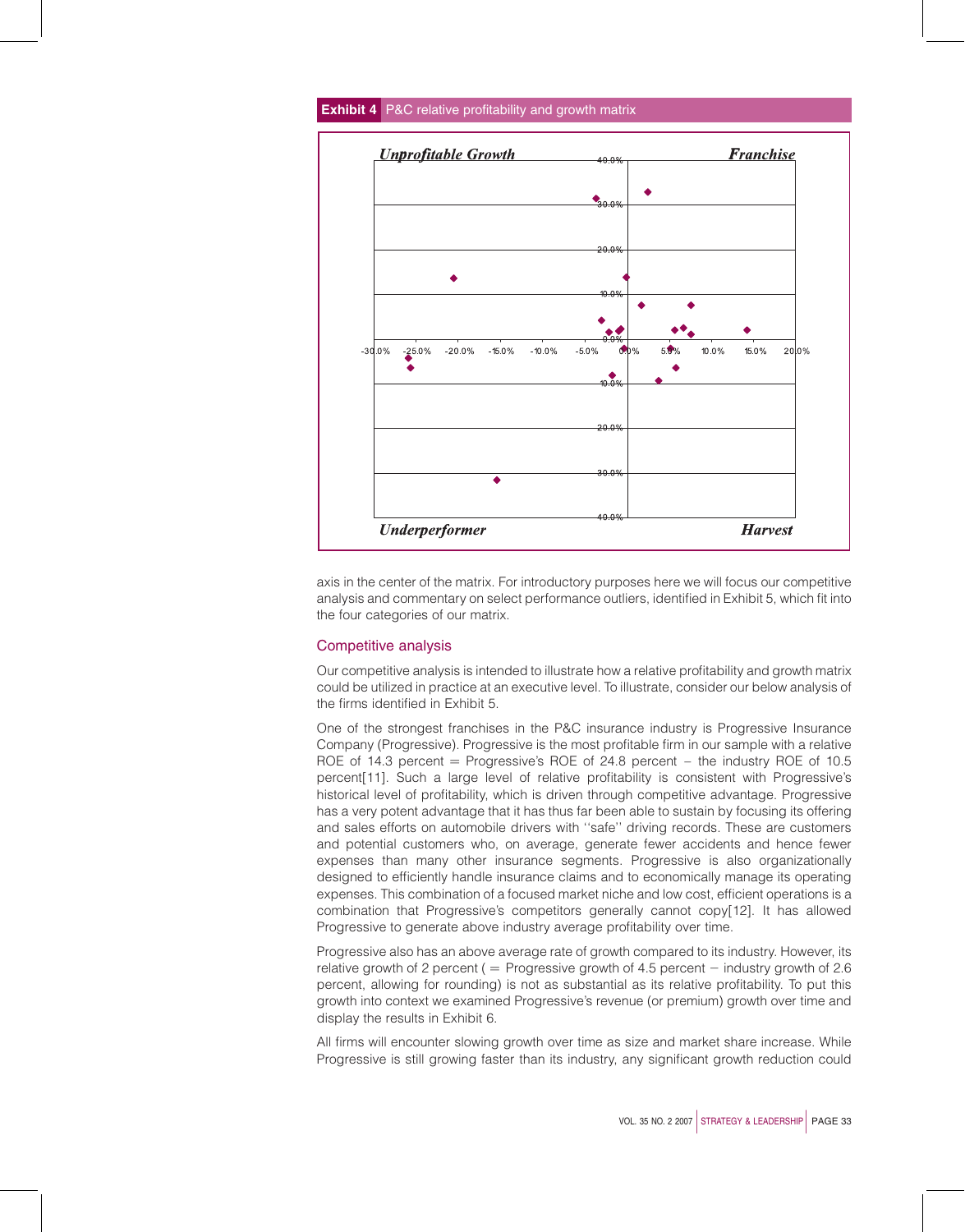**Exhibit 4** P&C relative profitability and growth matrix

*Unprofitable Growth* | *Franchise* | *Underperformer* | *Harvest*

axis in the center of the matrix. For introductory purposes here we will focus our competitive analysis and commentary on select performance outliers, identified in Exhibit 5, which fit into the four categories of our matrix.

## Competitive analysis

Our competitive analysis is intended to illustrate how a relative profitability and growth matrix could be utilized in practice at an executive level. To illustrate, consider our below analysis of the firms identified in Exhibit 5.

One of the strongest franchises in the P&C insurance industry is Progressive Insurance Company (Progressive). Progressive is the most profitable firm in our sample with a relative ROE of 14.3 percent = Progressive's ROE of 24.8 percent − the industry ROE of 10.5 percent[11]. Such a large level of relative profitability is consistent with Progressive's historical level of profitability, which is driven through competitive advantage. Progressive has a very potent advantage that it has thus far been able to sustain by focusing its offering and sales efforts on automobile drivers with ''safe'' driving records. These are customers and potential customers who, on average, generate fewer accidents and hence fewer expenses than many other insurance segments. Progressive is also organizationally designed to efficiently handle insurance claims and to economically manage its operating expenses. This combination of a focused market niche and low cost, efficient operations is a combination that Progressive's competitors generally cannot copy[12]. It has allowed Progressive to generate above industry average profitability over time.

Progressive also has an above average rate of growth compared to its industry. However, its relative growth of 2 percent ( = Progressive growth of 4.5 percent − industry growth of 2.6 percent, allowing for rounding) is not as substantial as its relative profitability. To put this growth into context we examined Progressive's revenue (or premium) growth over time and display the results in Exhibit 6.

All firms will encounter slowing growth over time as size and market share increase. While Progressive is still growing faster than its industry, any significant growth reduction could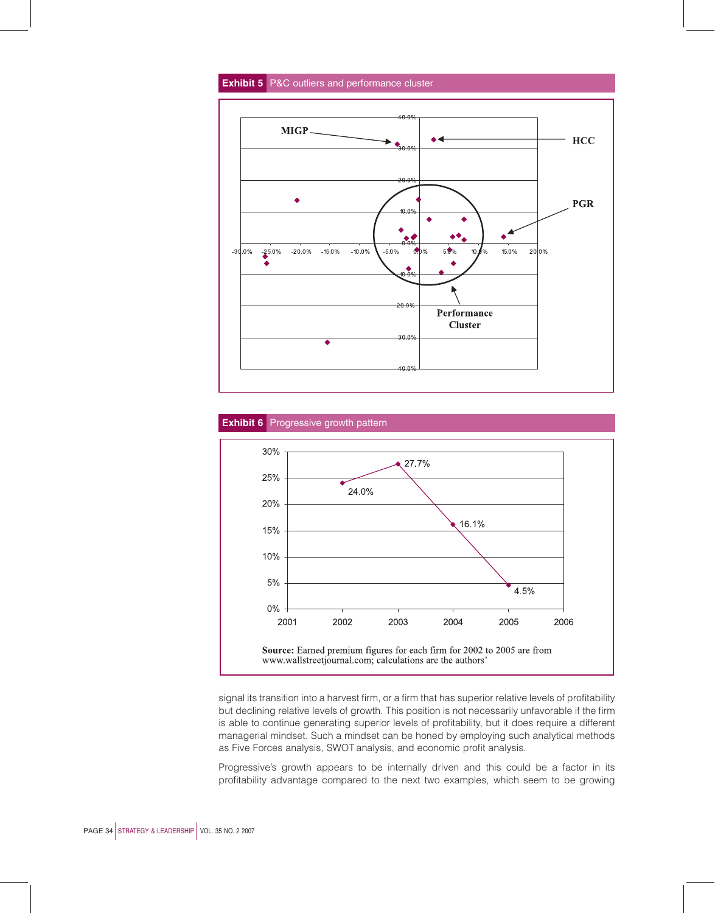**Exhibit 5** P&C outliers and performance cluster

**Exhibit 6** Progressive growth pattern

Source: Earned premium figures for each firm for 2002 to 2005 are from www.wallstreetjournal.com; calculations are the authors'

signal its transition into a harvest firm, or a firm that has superior relative levels of profitability but declining relative levels of growth. This position is not necessarily unfavorable if the firm is able to continue generating superior levels of profitability, but it does require a different managerial mindset. Such a mindset can be honed by employing such analytical methods as Five Forces analysis, SWOT analysis, and economic profit analysis.

Progressive's growth appears to be internally driven and this could be a factor in its profitability advantage compared to the next two examples, which seem to be growing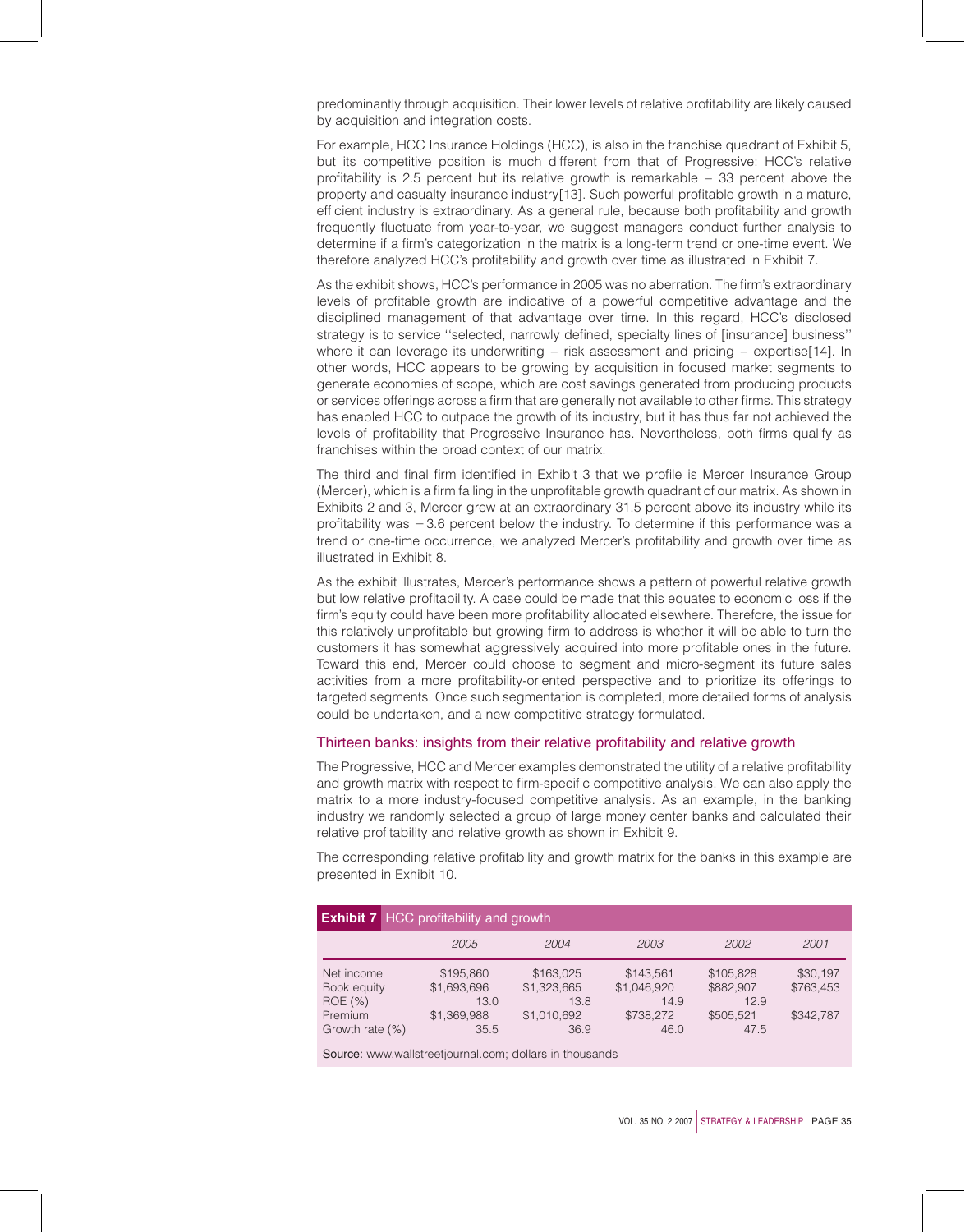predominantly through acquisition. Their lower levels of relative profitability are likely caused by acquisition and integration costs.

For example, HCC Insurance Holdings (HCC), is also in the franchise quadrant of Exhibit 5, but its competitive position is much different from that of Progressive: HCC's relative profitability is 2.5 percent but its relative growth is remarkable – 33 percent above the property and casualty insurance industry[13]. Such powerful profitable growth in a mature, efficient industry is extraordinary. As a general rule, because both profitability and growth frequently fluctuate from year-to-year, we suggest managers conduct further analysis to determine if a firm's categorization in the matrix is a long-term trend or one-time event. We therefore analyzed HCC's profitability and growth over time as illustrated in Exhibit 7.

As the exhibit shows, HCC's performance in 2005 was no aberration. The firm's extraordinary levels of profitable growth are indicative of a powerful competitive advantage and the disciplined management of that advantage over time. In this regard, HCC's disclosed strategy is to service ''selected, narrowly defined, specialty lines of [insurance] business'' where it can leverage its underwriting – risk assessment and pricing – expertise[14]. In other words, HCC appears to be growing by acquisition in focused market segments to generate economies of scope, which are cost savings generated from producing products or services offerings across a firm that are generally not available to other firms. This strategy has enabled HCC to outpace the growth of its industry, but it has thus far not achieved the levels of profitability that Progressive Insurance has. Nevertheless, both firms qualify as franchises within the broad context of our matrix.

The third and final firm identified in Exhibit 3 that we profile is Mercer Insurance Group (Mercer), which is a firm falling in the unprofitable growth quadrant of our matrix. As shown in Exhibits 2 and 3, Mercer grew at an extraordinary 31.5 percent above its industry while its profitability was −3.6 percent below the industry. To determine if this performance was a trend or one-time occurrence, we analyzed Mercer's profitability and growth over time as illustrated in Exhibit 8.

As the exhibit illustrates, Mercer's performance shows a pattern of powerful relative growth but low relative profitability. A case could be made that this equates to economic loss if the firm's equity could have been more profitability allocated elsewhere. Therefore, the issue for this relatively unprofitable but growing firm to address is whether it will be able to turn the customers it has somewhat aggressively acquired into more profitable ones in the future. Toward this end, Mercer could choose to segment and micro-segment its future sales activities from a more profitability-oriented perspective and to prioritize its offerings to targeted segments. Once such segmentation is completed, more detailed forms of analysis could be undertaken, and a new competitive strategy formulated.

## Thirteen banks: insights from their relative profitability and relative growth

The Progressive, HCC and Mercer examples demonstrated the utility of a relative profitability and growth matrix with respect to firm-specific competitive analysis. We can also apply the matrix to a more industry-focused competitive analysis. As an example, in the banking industry we randomly selected a group of large money center banks and calculated their relative profitability and relative growth as shown in Exhibit 9.

The corresponding relative profitability and growth matrix for the banks in this example are presented in Exhibit 10.

**Exhibit 7** HCC profitability and growth

| | *2005* | *2004* | *2003* | *2002* | *2001* |
|---|---|---|---|---|---|
| Net income | $195,860 | $163,025 | $143,561 | $105,828 | $30,197 |
| Book equity | $1,693,696 | $1,323,665 | $1,046,920 | $882,907 | $763,453 |
| ROE (%) | 13.0 | 13.8 | 14.9 | 12.9 | |
| Premium | $1,369,988 | $1,010,692 | $738,272 | $505,521 | $342,787 |
| Growth rate (%) | 35.5 | 36.9 | 46.0 | 47.5 | |

**Source:** www.wallstreetjournal.com; dollars in thousands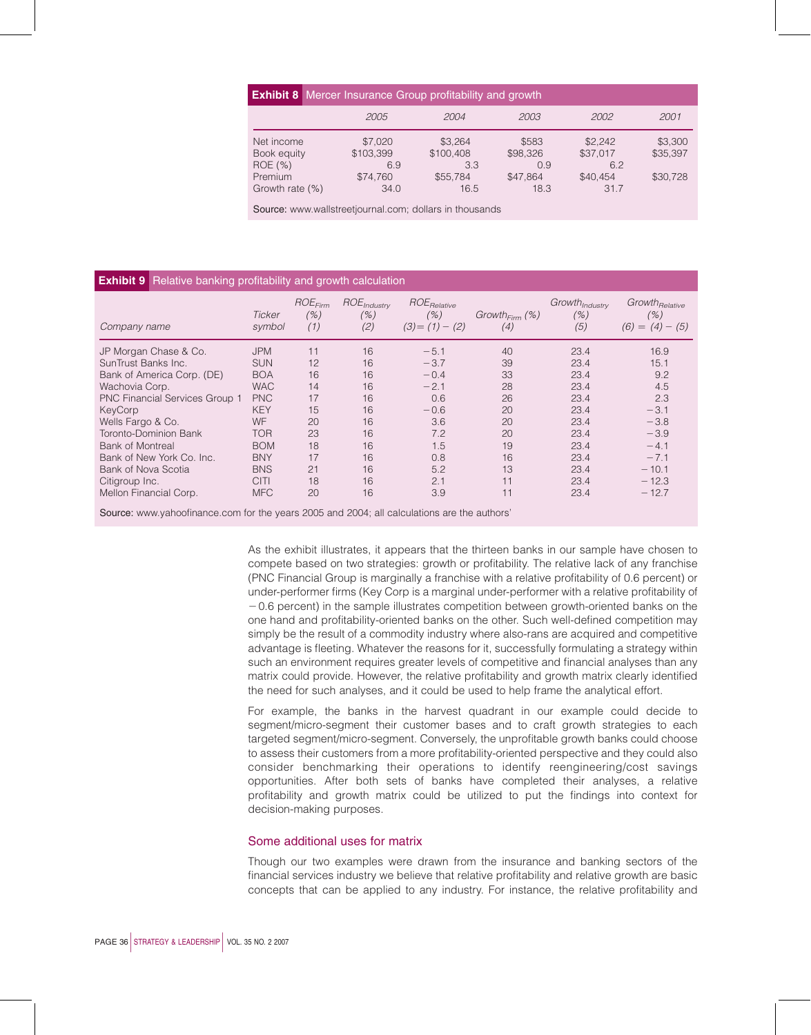**Exhibit 8** Mercer Insurance Group profitability and growth

| | 2005 | 2004 | 2003 | 2002 | 2001 |
|---|---|---|---|---|---|
| Net income | \$7,020 | \$3,264 | \$583 | \$2,242 | \$3,300 |
| Book equity | \$103,399 | \$100,408 | \$98,326 | \$37,017 | \$35,397 |
| ROE (%) | 6.9 | 3.3 | 0.9 | 6.2 | |
| Premium | \$74,760 | \$55,784 | \$47,864 | \$40,454 | \$30,728 |
| Growth rate (%) | 34.0 | 16.5 | 18.3 | 31.7 | |

**Source:** www.wallstreetjournal.com; dollars in thousands

**Exhibit 9** Relative banking profitability and growth calculation

| Company name | Ticker symbol | $ROE_{Firm}$ (%) (1) | $ROE_{Industry}$ (%) (2) | $ROE_{Relative}$ (%) (3) = (1) − (2) | $Growth_{Firm}$ (%) (4) | $Growth_{Industry}$ (%) (5) | $Growth_{Relative}$ (%) (6) = (4) − (5) |
|---|---|---|---|---|---|---|---|
| JP Morgan Chase & Co. | JPM | 11 | 16 | −5.1 | 40 | 23.4 | 16.9 |
| SunTrust Banks Inc. | SUN | 12 | 16 | −3.7 | 39 | 23.4 | 15.1 |
| Bank of America Corp. (DE) | BOA | 16 | 16 | −0.4 | 33 | 23.4 | 9.2 |
| Wachovia Corp. | WAC | 14 | 16 | −2.1 | 28 | 23.4 | 4.5 |
| PNC Financial Services Group 1 | PNC | 17 | 16 | 0.6 | 26 | 23.4 | 2.3 |
| KeyCorp | KEY | 15 | 16 | −0.6 | 20 | 23.4 | −3.1 |
| Wells Fargo & Co. | WF | 20 | 16 | 3.6 | 20 | 23.4 | −3.8 |
| Toronto-Dominion Bank | TOR | 23 | 16 | 7.2 | 20 | 23.4 | −3.9 |
| Bank of Montreal | BOM | 18 | 16 | 1.5 | 19 | 23.4 | −4.1 |
| Bank of New York Co. Inc. | BNY | 17 | 16 | 0.8 | 16 | 23.4 | −7.1 |
| Bank of Nova Scotia | BNS | 21 | 16 | 5.2 | 13 | 23.4 | −10.1 |
| Citigroup Inc. | CITI | 18 | 16 | 2.1 | 11 | 23.4 | −12.3 |
| Mellon Financial Corp. | MFC | 20 | 16 | 3.9 | 11 | 23.4 | −12.7 |

**Source:** www.yahoofinance.com for the years 2005 and 2004; all calculations are the authors'

As the exhibit illustrates, it appears that the thirteen banks in our sample have chosen to compete based on two strategies: growth or profitability. The relative lack of any franchise (PNC Financial Group is marginally a franchise with a relative profitability of 0.6 percent) or under-performer firms (Key Corp is a marginal under-performer with a relative profitability of −0.6 percent) in the sample illustrates competition between growth-oriented banks on the one hand and profitability-oriented banks on the other. Such well-defined competition may simply be the result of a commodity industry where also-rans are acquired and competitive advantage is fleeting. Whatever the reasons for it, successfully formulating a strategy within such an environment requires greater levels of competitive and financial analyses than any matrix could provide. However, the relative profitability and growth matrix clearly identified the need for such analyses, and it could be used to help frame the analytical effort.

For example, the banks in the harvest quadrant in our example could decide to segment/micro-segment their customer bases and to craft growth strategies to each targeted segment/micro-segment. Conversely, the unprofitable growth banks could choose to assess their customers from a more profitability-oriented perspective and they could also consider benchmarking their operations to identify reengineering/cost savings opportunities. After both sets of banks have completed their analyses, a relative profitability and growth matrix could be utilized to put the findings into context for decision-making purposes.

## Some additional uses for matrix

Though our two examples were drawn from the insurance and banking sectors of the financial services industry we believe that relative profitability and relative growth are basic concepts that can be applied to any industry. For instance, the relative profitability and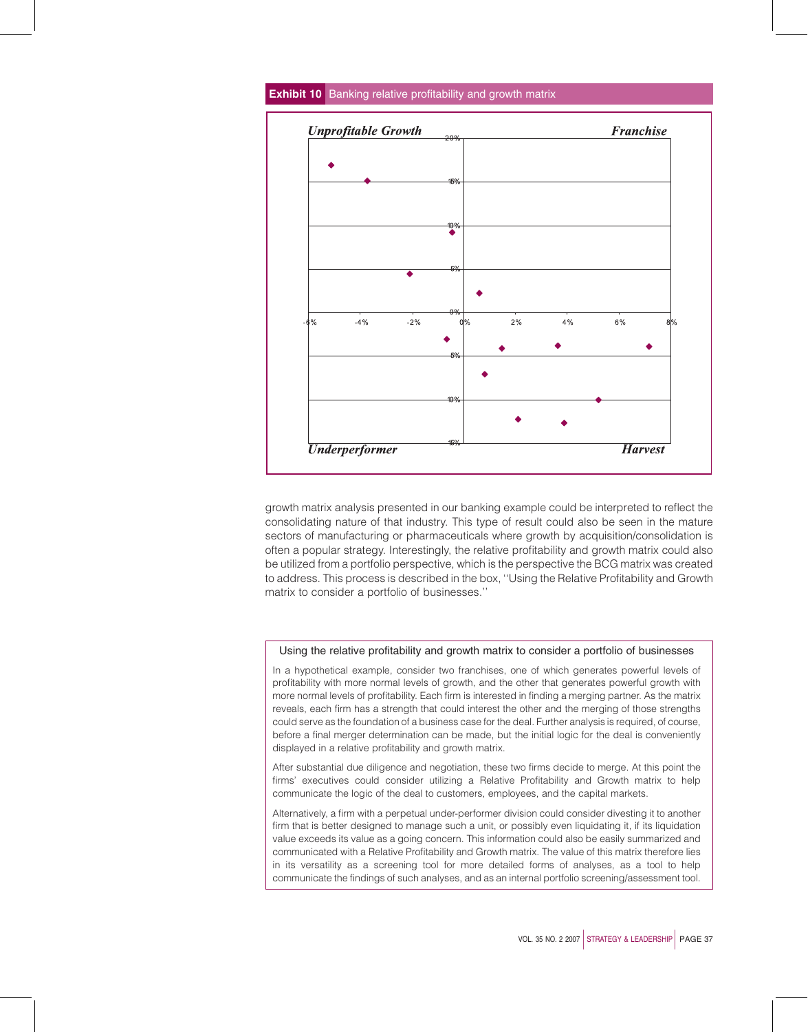**Exhibit 10** Banking relative profitability and growth matrix

*Unprofitable Growth* | *Franchise* | *Underperformer* | *Harvest*

growth matrix analysis presented in our banking example could be interpreted to reflect the consolidating nature of that industry. This type of result could also be seen in the mature sectors of manufacturing or pharmaceuticals where growth by acquisition/consolidation is often a popular strategy. Interestingly, the relative profitability and growth matrix could also be utilized from a portfolio perspective, which is the perspective the BCG matrix was created to address. This process is described in the box, ''Using the Relative Profitability and Growth matrix to consider a portfolio of businesses.''

### Using the relative profitability and growth matrix to consider a portfolio of businesses

In a hypothetical example, consider two franchises, one of which generates powerful levels of profitability with more normal levels of growth, and the other that generates powerful growth with more normal levels of profitability. Each firm is interested in finding a merging partner. As the matrix reveals, each firm has a strength that could interest the other and the merging of those strengths could serve as the foundation of a business case for the deal. Further analysis is required, of course, before a final merger determination can be made, but the initial logic for the deal is conveniently displayed in a relative profitability and growth matrix.

After substantial due diligence and negotiation, these two firms decide to merge. At this point the firms' executives could consider utilizing a Relative Profitability and Growth matrix to help communicate the logic of the deal to customers, employees, and the capital markets.

Alternatively, a firm with a perpetual under-performer division could consider divesting it to another firm that is better designed to manage such a unit, or possibly even liquidating it, if its liquidation value exceeds its value as a going concern. This information could also be easily summarized and communicated with a Relative Profitability and Growth matrix. The value of this matrix therefore lies in its versatility as a screening tool for more detailed forms of analyses, as a tool to help communicate the findings of such analyses, and as an internal portfolio screening/assessment tool.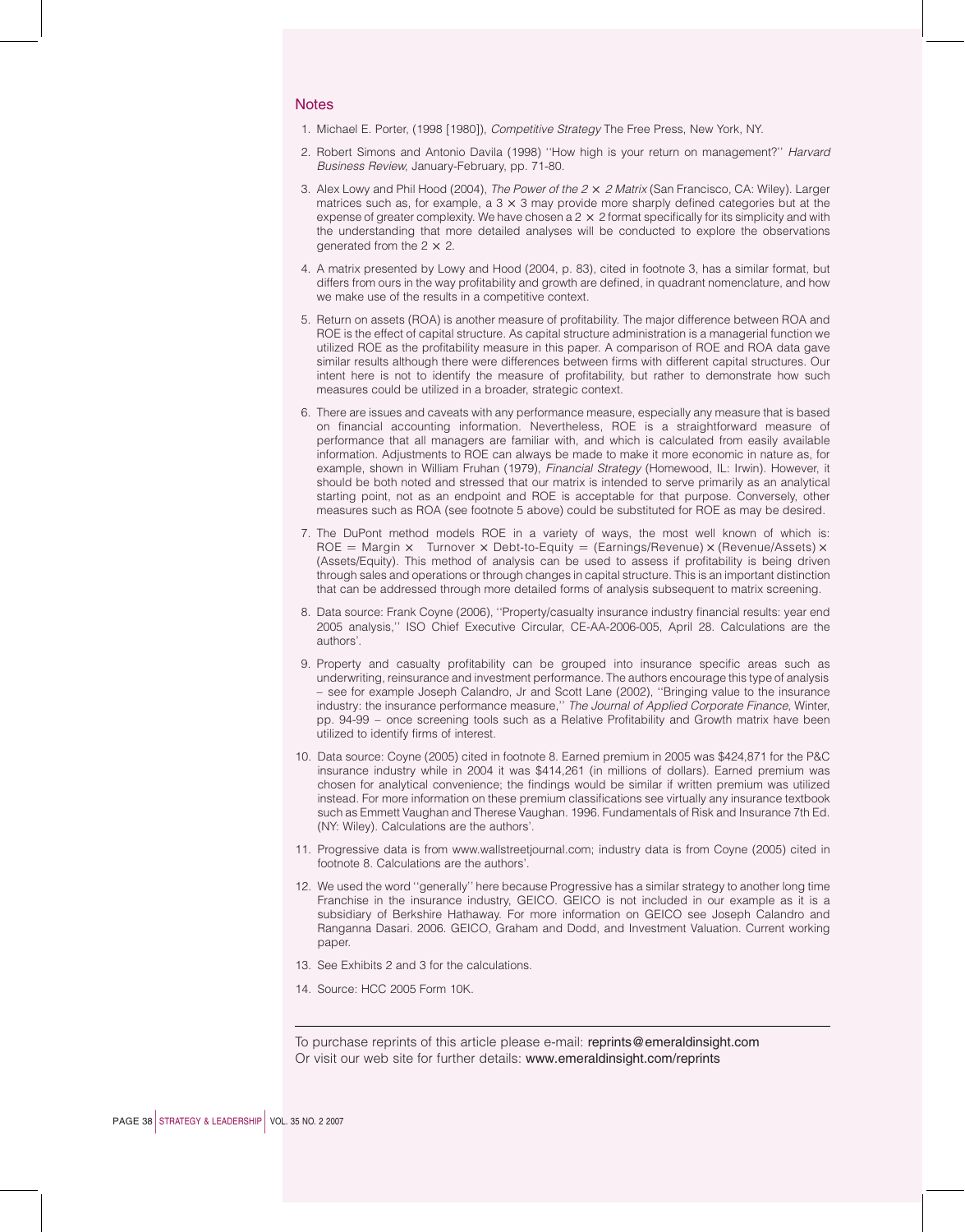## Notes

1. Michael E. Porter, (1998 [1980]), *Competitive Strategy* The Free Press, New York, NY.

2. Robert Simons and Antonio Davila (1998) ''How high is your return on management?'' *Harvard Business Review*, January-February, pp. 71-80.

3. Alex Lowy and Phil Hood (2004), *The Power of the 2 × 2 Matrix* (San Francisco, CA: Wiley). Larger matrices such as, for example, a 3 × 3 may provide more sharply defined categories but at the expense of greater complexity. We have chosen a 2 × 2 format specifically for its simplicity and with the understanding that more detailed analyses will be conducted to explore the observations generated from the 2 × 2.

4. A matrix presented by Lowy and Hood (2004, p. 83), cited in footnote 3, has a similar format, but differs from ours in the way profitability and growth are defined, in quadrant nomenclature, and how we make use of the results in a competitive context.

5. Return on assets (ROA) is another measure of profitability. The major difference between ROA and ROE is the effect of capital structure. As capital structure administration is a managerial function we utilized ROE as the profitability measure in this paper. A comparison of ROE and ROA data gave similar results although there were differences between firms with different capital structures. Our intent here is not to identify the measure of profitability, but rather to demonstrate how such measures could be utilized in a broader, strategic context.

6. There are issues and caveats with any performance measure, especially any measure that is based on financial accounting information. Nevertheless, ROE is a straightforward measure of performance that all managers are familiar with, and which is calculated from easily available information. Adjustments to ROE can always be made to make it more economic in nature as, for example, shown in William Fruhan (1979), *Financial Strategy* (Homewood, IL: Irwin). However, it should be both noted and stressed that our matrix is intended to serve primarily as an analytical starting point, not as an endpoint and ROE is acceptable for that purpose. Conversely, other measures such as ROA (see footnote 5 above) could be substituted for ROE as may be desired.

7. The DuPont method models ROE in a variety of ways, the most well known of which is: ROE = Margin × Turnover × Debt-to-Equity = (Earnings/Revenue) × (Revenue/Assets) × (Assets/Equity). This method of analysis can be used to assess if profitability is being driven through sales and operations or through changes in capital structure. This is an important distinction that can be addressed through more detailed forms of analysis subsequent to matrix screening.

8. Data source: Frank Coyne (2006), ''Property/casualty insurance industry financial results: year end 2005 analysis,'' ISO Chief Executive Circular, CE-AA-2006-005, April 28. Calculations are the authors'.

9. Property and casualty profitability can be grouped into insurance specific areas such as underwriting, reinsurance and investment performance. The authors encourage this type of analysis – see for example Joseph Calandro, Jr and Scott Lane (2002), ''Bringing value to the insurance industry: the insurance performance measure,'' *The Journal of Applied Corporate Finance*, Winter, pp. 94-99 – once screening tools such as a Relative Profitability and Growth matrix have been utilized to identify firms of interest.

10. Data source: Coyne (2005) cited in footnote 8. Earned premium in 2005 was $424,871 for the P&C insurance industry while in 2004 it was $414,261 (in millions of dollars). Earned premium was chosen for analytical convenience; the findings would be similar if written premium was utilized instead. For more information on these premium classifications see virtually any insurance textbook such as Emmett Vaughan and Therese Vaughan. 1996. Fundamentals of Risk and Insurance 7th Ed. (NY: Wiley). Calculations are the authors'.

11. Progressive data is from www.wallstreetjournal.com; industry data is from Coyne (2005) cited in footnote 8. Calculations are the authors'.

12. We used the word ''generally'' here because Progressive has a similar strategy to another long time Franchise in the insurance industry, GEICO. GEICO is not included in our example as it is a subsidiary of Berkshire Hathaway. For more information on GEICO see Joseph Calandro and Ranganna Dasari. 2006. GEICO, Graham and Dodd, and Investment Valuation. Current working paper.

13. See Exhibits 2 and 3 for the calculations.

14. Source: HCC 2005 Form 10K.

---

To purchase reprints of this article please e-mail: reprints@emeraldinsight.com
Or visit our web site for further details: www.emeraldinsight.com/reprints